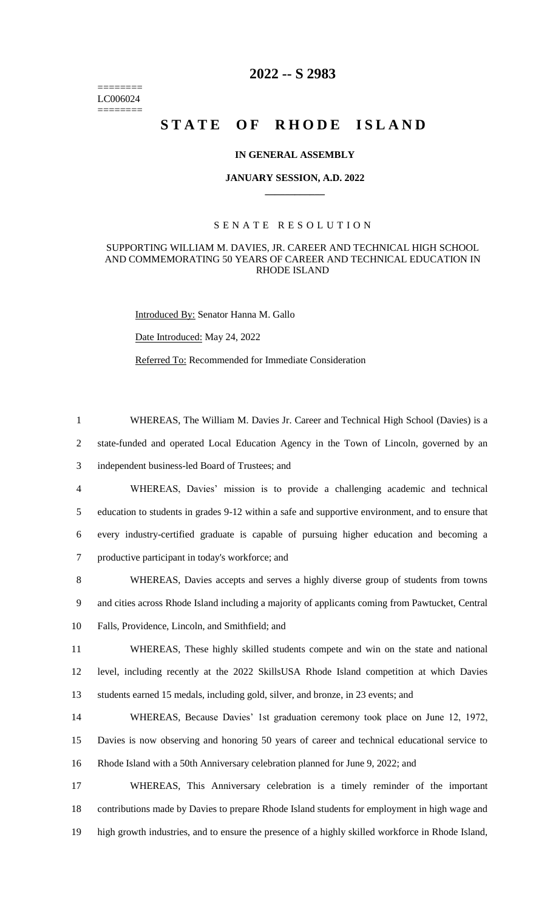========
LC006024
========

# 2022 -- S 2983

# STATE OF RHODE ISLAND

**IN GENERAL ASSEMBLY**

**JANUARY SESSION, A.D. 2022**

---

SENATE RESOLUTION

SUPPORTING WILLIAM M. DAVIES, JR. CAREER AND TECHNICAL HIGH SCHOOL AND COMMEMORATING 50 YEARS OF CAREER AND TECHNICAL EDUCATION IN RHODE ISLAND

Introduced By: Senator Hanna M. Gallo

Date Introduced: May 24, 2022

Referred To: Recommended for Immediate Consideration

1 WHEREAS, The William M. Davies Jr. Career and Technical High School (Davies) is a
2 state-funded and operated Local Education Agency in the Town of Lincoln, governed by an
3 independent business-led Board of Trustees; and

4 WHEREAS, Davies' mission is to provide a challenging academic and technical
5 education to students in grades 9-12 within a safe and supportive environment, and to ensure that
6 every industry-certified graduate is capable of pursuing higher education and becoming a
7 productive participant in today's workforce; and

8 WHEREAS, Davies accepts and serves a highly diverse group of students from towns
9 and cities across Rhode Island including a majority of applicants coming from Pawtucket, Central
10 Falls, Providence, Lincoln, and Smithfield; and

11 WHEREAS, These highly skilled students compete and win on the state and national
12 level, including recently at the 2022 SkillsUSA Rhode Island competition at which Davies
13 students earned 15 medals, including gold, silver, and bronze, in 23 events; and

14 WHEREAS, Because Davies' 1st graduation ceremony took place on June 12, 1972,
15 Davies is now observing and honoring 50 years of career and technical educational service to
16 Rhode Island with a 50th Anniversary celebration planned for June 9, 2022; and

17 WHEREAS, This Anniversary celebration is a timely reminder of the important
18 contributions made by Davies to prepare Rhode Island students for employment in high wage and
19 high growth industries, and to ensure the presence of a highly skilled workforce in Rhode Island,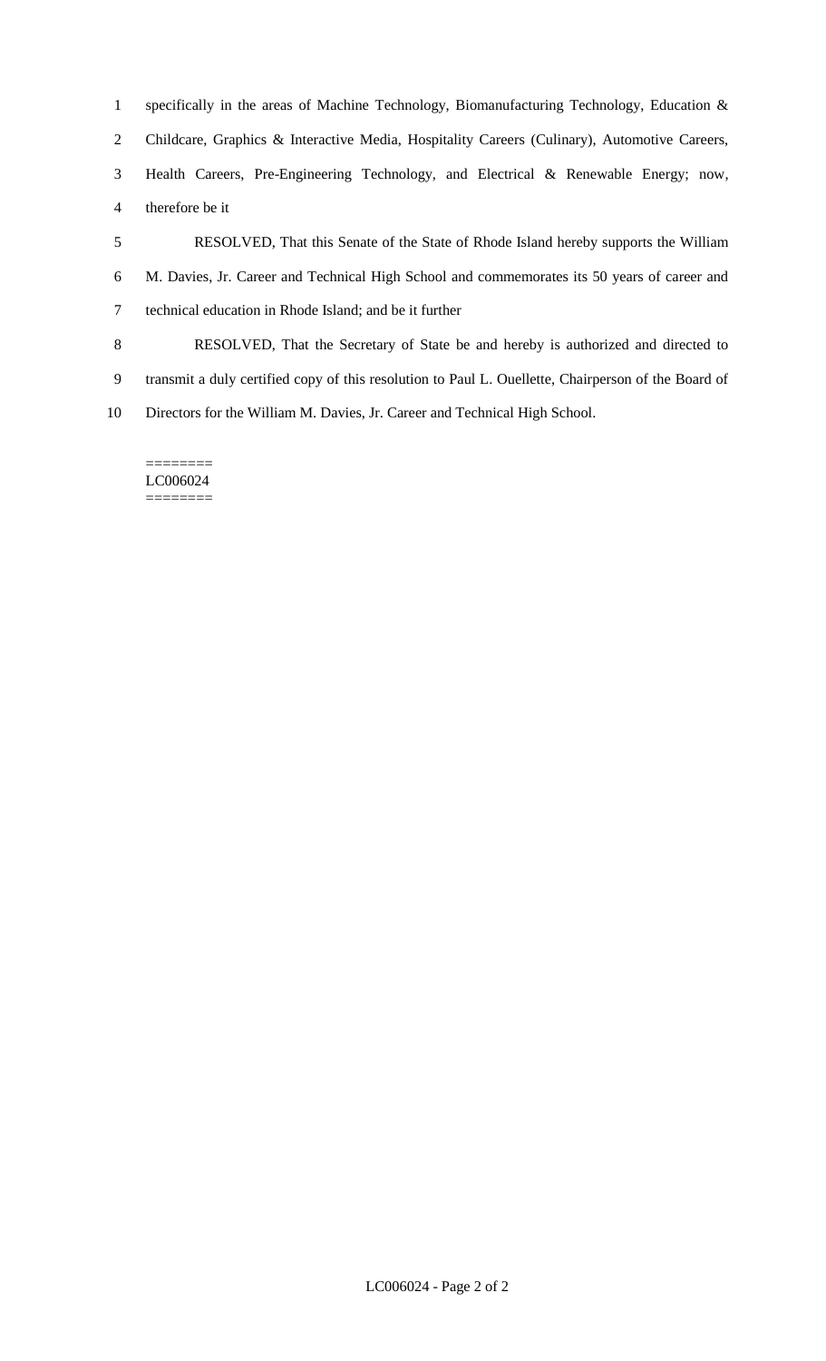specifically in the areas of Machine Technology, Biomanufacturing Technology, Education & Childcare, Graphics & Interactive Media, Hospitality Careers (Culinary), Automotive Careers, Health Careers, Pre-Engineering Technology, and Electrical & Renewable Energy; now, therefore be it

RESOLVED, That this Senate of the State of Rhode Island hereby supports the William M. Davies, Jr. Career and Technical High School and commemorates its 50 years of career and technical education in Rhode Island; and be it further

RESOLVED, That the Secretary of State be and hereby is authorized and directed to transmit a duly certified copy of this resolution to Paul L. Ouellette, Chairperson of the Board of Directors for the William M. Davies, Jr. Career and Technical High School.

========
LC006024
========